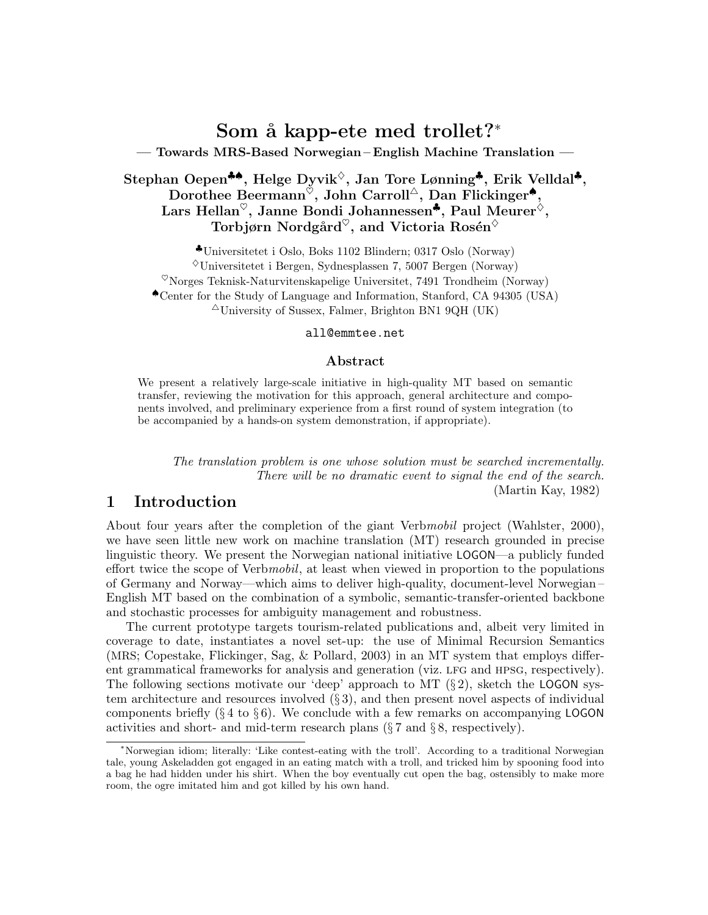# Som å kapp-ete med trollet?*

## — Towards MRS-Based Norwegian – English Machine Translation —

**Stephan Oepen[♣♠], Helge Dyvik[♢], Jan Tore Lønning[♣], Erik Velldal[♣], Dorothee Beermann[♡], John Carroll[△], Dan Flickinger[♠], Lars Hellan[♡], Janne Bondi Johannessen[♣], Paul Meurer[♢], Torbjørn Nordgård[♡], and Victoria Rosén[♢]**

[♣]Universitetet i Oslo, Boks 1102 Blindern; 0317 Oslo (Norway)
[♢]Universitetet i Bergen, Sydnesplassen 7, 5007 Bergen (Norway)
[♡]Norges Teknisk-Naturvitenskapelige Universitet, 7491 Trondheim (Norway)
[♠]Center for the Study of Language and Information, Stanford, CA 94305 (USA)
[△]University of Sussex, Falmer, Brighton BN1 9QH (UK)

all@emmtee.net

### Abstract

We present a relatively large-scale initiative in high-quality MT based on semantic transfer, reviewing the motivation for this approach, general architecture and components involved, and preliminary experience from a first round of system integration (to be accompanied by a hands-on system demonstration, if appropriate).

*The translation problem is one whose solution must be searched incrementally. There will be no dramatic event to signal the end of the search.*
(Martin Kay, 1982)

## 1 Introduction

About four years after the completion of the giant Verb*mobil* project (Wahlster, 2000), we have seen little new work on machine translation (MT) research grounded in precise linguistic theory. We present the Norwegian national initiative LOGON—a publicly funded effort twice the scope of Verb*mobil*, at least when viewed in proportion to the populations of Germany and Norway—which aims to deliver high-quality, document-level Norwegian – English MT based on the combination of a symbolic, semantic-transfer-oriented backbone and stochastic processes for ambiguity management and robustness.

The current prototype targets tourism-related publications and, albeit very limited in coverage to date, instantiates a novel set-up: the use of Minimal Recursion Semantics (MRS; Copestake, Flickinger, Sag, & Pollard, 2003) in an MT system that employs different grammatical frameworks for analysis and generation (viz. LFG and HPSG, respectively). The following sections motivate our 'deep' approach to MT (§ 2), sketch the LOGON system architecture and resources involved (§ 3), and then present novel aspects of individual components briefly (§ 4 to § 6). We conclude with a few remarks on accompanying LOGON activities and short- and mid-term research plans (§ 7 and § 8, respectively).

---

*Norwegian idiom; literally: 'Like contest-eating with the troll'. According to a traditional Norwegian tale, young Askeladden got engaged in an eating match with a troll, and tricked him by spooning food into a bag he had hidden under his shirt. When the boy eventually cut open the bag, ostensibly to make more room, the ogre imitated him and got killed by his own hand.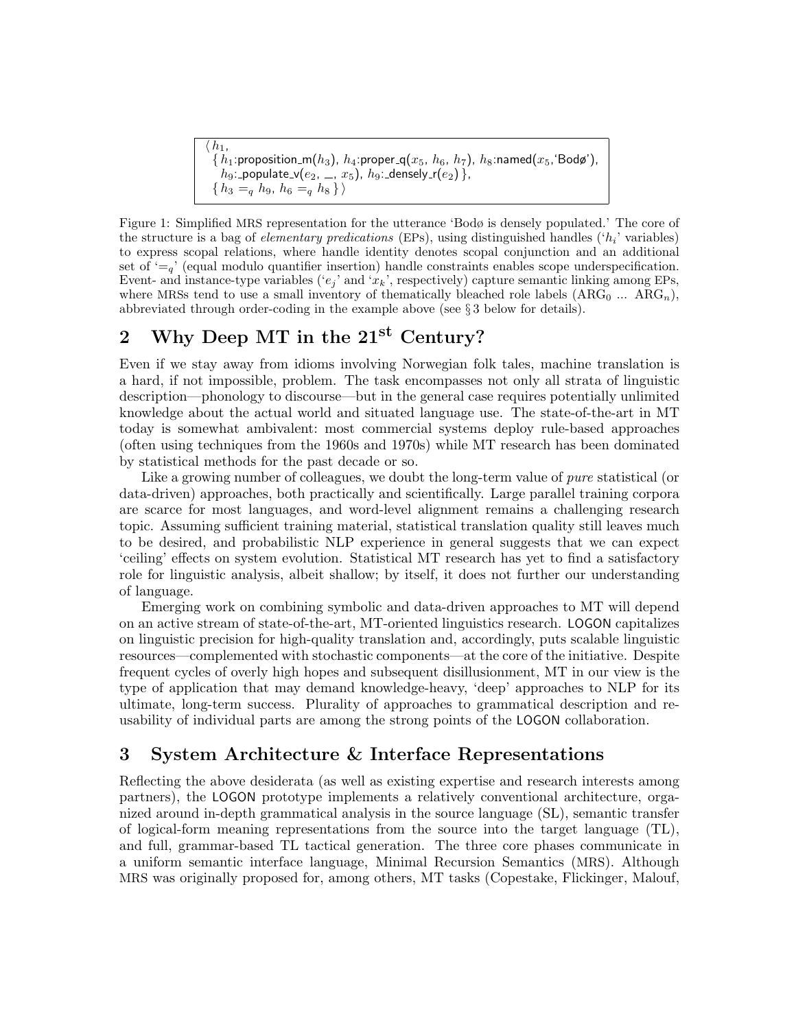$\langle h_1,$
$\{ h_1$:proposition_m($h_3$), $h_4$:proper_q($x_5$, $h_6$, $h_7$), $h_8$:named($x_5$,'Bodø'),
$h_9$:_populate_v($e_2$, _, $x_5$), $h_9$:_densely_r($e_2$) },
$\{ h_3 =_q h_9, h_6 =_q h_8 \} \rangle$

Figure 1: Simplified MRS representation for the utterance 'Bodø is densely populated.' The core of the structure is a bag of *elementary predications* (EPs), using distinguished handles ('$h_i$' variables) to express scopal relations, where handle identity denotes scopal conjunction and an additional set of '$=_q$' (equal modulo quantifier insertion) handle constraints enables scope underspecification. Event- and instance-type variables ('$e_j$' and '$x_k$', respectively) capture semantic linking among EPs, where MRSs tend to use a small inventory of thematically bleached role labels ($\text{ARG}_0$ ... $\text{ARG}_n$), abbreviated through order-coding in the example above (see § 3 below for details).

## 2 Why Deep MT in the 21st Century?

Even if we stay away from idioms involving Norwegian folk tales, machine translation is a hard, if not impossible, problem. The task encompasses not only all strata of linguistic description—phonology to discourse—but in the general case requires potentially unlimited knowledge about the actual world and situated language use. The state-of-the-art in MT today is somewhat ambivalent: most commercial systems deploy rule-based approaches (often using techniques from the 1960s and 1970s) while MT research has been dominated by statistical methods for the past decade or so.

Like a growing number of colleagues, we doubt the long-term value of *pure* statistical (or data-driven) approaches, both practically and scientifically. Large parallel training corpora are scarce for most languages, and word-level alignment remains a challenging research topic. Assuming sufficient training material, statistical translation quality still leaves much to be desired, and probabilistic NLP experience in general suggests that we can expect 'ceiling' effects on system evolution. Statistical MT research has yet to find a satisfactory role for linguistic analysis, albeit shallow; by itself, it does not further our understanding of language.

Emerging work on combining symbolic and data-driven approaches to MT will depend on an active stream of state-of-the-art, MT-oriented linguistics research. LOGON capitalizes on linguistic precision for high-quality translation and, accordingly, puts scalable linguistic resources—complemented with stochastic components—at the core of the initiative. Despite frequent cycles of overly high hopes and subsequent disillusionment, MT in our view is the type of application that may demand knowledge-heavy, 'deep' approaches to NLP for its ultimate, long-term success. Plurality of approaches to grammatical description and reusability of individual parts are among the strong points of the LOGON collaboration.

## 3 System Architecture & Interface Representations

Reflecting the above desiderata (as well as existing expertise and research interests among partners), the LOGON prototype implements a relatively conventional architecture, organized around in-depth grammatical analysis in the source language (SL), semantic transfer of logical-form meaning representations from the source into the target language (TL), and full, grammar-based TL tactical generation. The three core phases communicate in a uniform semantic interface language, Minimal Recursion Semantics (MRS). Although MRS was originally proposed for, among others, MT tasks (Copestake, Flickinger, Malouf,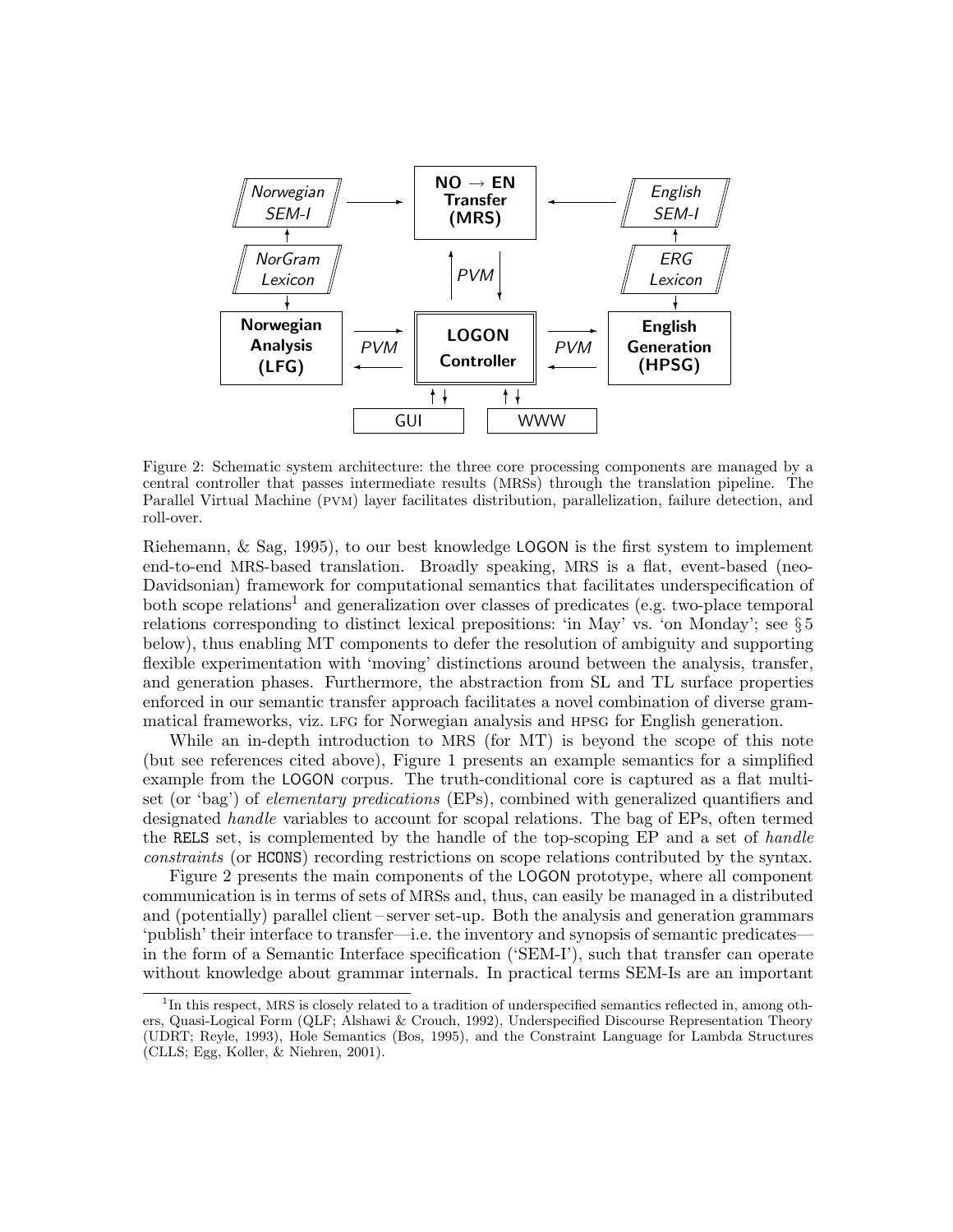Figure 2: Schematic system architecture: the three core processing components are managed by a central controller that passes intermediate results (MRSs) through the translation pipeline. The Parallel Virtual Machine (PVM) layer facilitates distribution, parallelization, failure detection, and roll-over.

Riehemann, & Sag, 1995), to our best knowledge LOGON is the first system to implement end-to-end MRS-based translation. Broadly speaking, MRS is a flat, event-based (neo-Davidsonian) framework for computational semantics that facilitates underspecification of both scope relations[1] and generalization over classes of predicates (e.g. two-place temporal relations corresponding to distinct lexical prepositions: 'in May' vs. 'on Monday'; see § 5 below), thus enabling MT components to defer the resolution of ambiguity and supporting flexible experimentation with 'moving' distinctions around between the analysis, transfer, and generation phases. Furthermore, the abstraction from SL and TL surface properties enforced in our semantic transfer approach facilitates a novel combination of diverse grammatical frameworks, viz. LFG for Norwegian analysis and HPSG for English generation.

While an in-depth introduction to MRS (for MT) is beyond the scope of this note (but see references cited above), Figure 1 presents an example semantics for a simplified example from the LOGON corpus. The truth-conditional core is captured as a flat multiset (or 'bag') of *elementary predications* (EPs), combined with generalized quantifiers and designated *handle* variables to account for scopal relations. The bag of EPs, often termed the RELS set, is complemented by the handle of the top-scoping EP and a set of *handle constraints* (or HCONS) recording restrictions on scope relations contributed by the syntax.

Figure 2 presents the main components of the LOGON prototype, where all component communication is in terms of sets of MRSs and, thus, can easily be managed in a distributed and (potentially) parallel client – server set-up. Both the analysis and generation grammars 'publish' their interface to transfer—i.e. the inventory and synopsis of semantic predicates—in the form of a Semantic Interface specification ('SEM-I'), such that transfer can operate without knowledge about grammar internals. In practical terms SEM-Is are an important

[1] In this respect, MRS is closely related to a tradition of underspecified semantics reflected in, among others, Quasi-Logical Form (QLF; Alshawi & Crouch, 1992), Underspecified Discourse Representation Theory (UDRT; Reyle, 1993), Hole Semantics (Bos, 1995), and the Constraint Language for Lambda Structures (CLLS; Egg, Koller, & Niehren, 2001).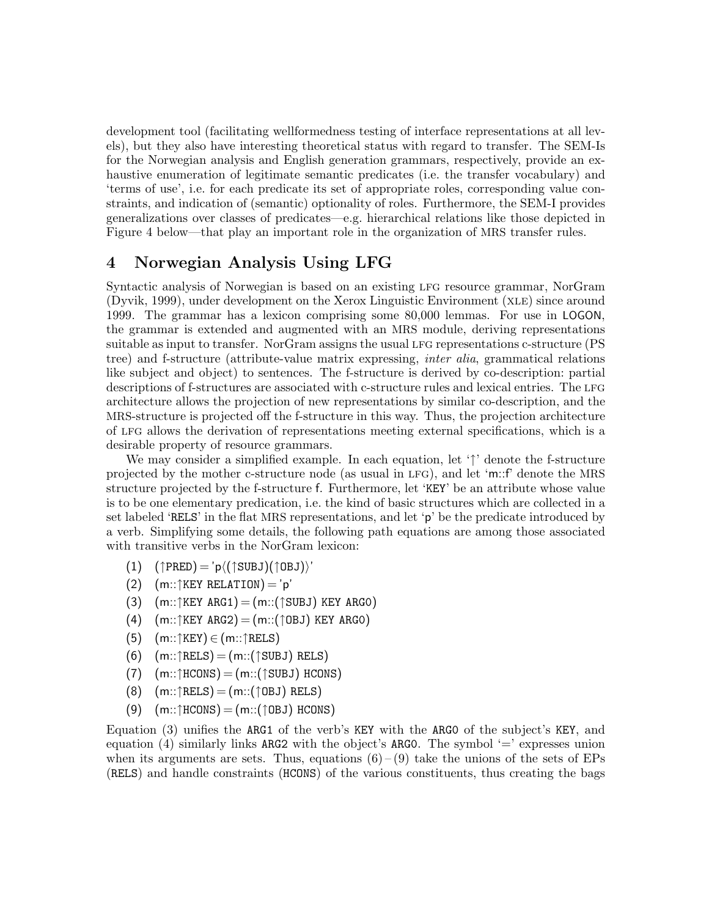development tool (facilitating wellformedness testing of interface representations at all levels), but they also have interesting theoretical status with regard to transfer. The SEM-Is for the Norwegian analysis and English generation grammars, respectively, provide an exhaustive enumeration of legitimate semantic predicates (i.e. the transfer vocabulary) and 'terms of use', i.e. for each predicate its set of appropriate roles, corresponding value constraints, and indication of (semantic) optionality of roles. Furthermore, the SEM-I provides generalizations over classes of predicates—e.g. hierarchical relations like those depicted in Figure 4 below—that play an important role in the organization of MRS transfer rules.

## 4 Norwegian Analysis Using LFG

Syntactic analysis of Norwegian is based on an existing LFG resource grammar, NorGram (Dyvik, 1999), under development on the Xerox Linguistic Environment (XLE) since around 1999. The grammar has a lexicon comprising some 80,000 lemmas. For use in LOGON, the grammar is extended and augmented with an MRS module, deriving representations suitable as input to transfer. NorGram assigns the usual LFG representations c-structure (PS tree) and f-structure (attribute-value matrix expressing, *inter alia*, grammatical relations like subject and object) to sentences. The f-structure is derived by co-description: partial descriptions of f-structures are associated with c-structure rules and lexical entries. The LFG architecture allows the projection of new representations by similar co-description, and the MRS-structure is projected off the f-structure in this way. Thus, the projection architecture of LFG allows the derivation of representations meeting external specifications, which is a desirable property of resource grammars.

We may consider a simplified example. In each equation, let '↑' denote the f-structure projected by the mother c-structure node (as usual in LFG), and let 'm::f' denote the MRS structure projected by the f-structure f. Furthermore, let 'KEY' be an attribute whose value is to be one elementary predication, i.e. the kind of basic structures which are collected in a set labeled 'RELS' in the flat MRS representations, and let 'p' be the predicate introduced by a verb. Simplifying some details, the following path equations are among those associated with transitive verbs in the NorGram lexicon:

(1) (↑PRED) = 'p⟨(↑SUBJ)(↑OBJ)⟩'

(2) (m::↑KEY RELATION) = 'p'

(3) (m::↑KEY ARG1) = (m::(↑SUBJ) KEY ARG0)

(4) (m::↑KEY ARG2) = (m::(↑OBJ) KEY ARG0)

(5) (m::↑KEY) ∈ (m::↑RELS)

(6) (m::↑RELS) = (m::(↑SUBJ) RELS)

(7) (m::↑HCONS) = (m::(↑SUBJ) HCONS)

(8) (m::↑RELS) = (m::(↑OBJ) RELS)

(9) (m::↑HCONS) = (m::(↑OBJ) HCONS)

Equation (3) unifies the ARG1 of the verb's KEY with the ARG0 of the subject's KEY, and equation (4) similarly links ARG2 with the object's ARG0. The symbol '=' expresses union when its arguments are sets. Thus, equations (6) – (9) take the unions of the sets of EPs (RELS) and handle constraints (HCONS) of the various constituents, thus creating the bags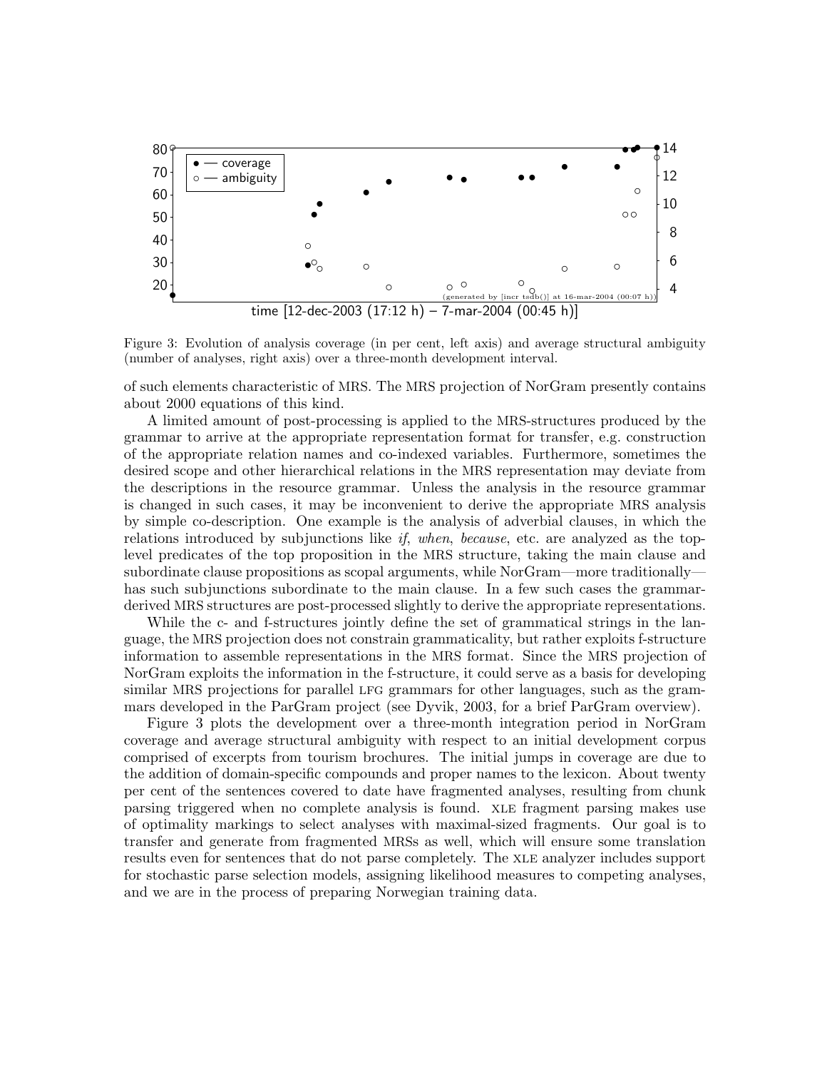Figure 3: Evolution of analysis coverage (in per cent, left axis) and average structural ambiguity (number of analyses, right axis) over a three-month development interval.

of such elements characteristic of MRS. The MRS projection of NorGram presently contains about 2000 equations of this kind.

A limited amount of post-processing is applied to the MRS-structures produced by the grammar to arrive at the appropriate representation format for transfer, e.g. construction of the appropriate relation names and co-indexed variables. Furthermore, sometimes the desired scope and other hierarchical relations in the MRS representation may deviate from the descriptions in the resource grammar. Unless the analysis in the resource grammar is changed in such cases, it may be inconvenient to derive the appropriate MRS analysis by simple co-description. One example is the analysis of adverbial clauses, in which the relations introduced by subjunctions like *if*, *when*, *because*, etc. are analyzed as the top-level predicates of the top proposition in the MRS structure, taking the main clause and subordinate clause propositions as scopal arguments, while NorGram—more traditionally—has such subjunctions subordinate to the main clause. In a few such cases the grammar-derived MRS structures are post-processed slightly to derive the appropriate representations.

While the c- and f-structures jointly define the set of grammatical strings in the language, the MRS projection does not constrain grammaticality, but rather exploits f-structure information to assemble representations in the MRS format. Since the MRS projection of NorGram exploits the information in the f-structure, it could serve as a basis for developing similar MRS projections for parallel LFG grammars for other languages, such as the grammars developed in the ParGram project (see Dyvik, 2003, for a brief ParGram overview).

Figure 3 plots the development over a three-month integration period in NorGram coverage and average structural ambiguity with respect to an initial development corpus comprised of excerpts from tourism brochures. The initial jumps in coverage are due to the addition of domain-specific compounds and proper names to the lexicon. About twenty per cent of the sentences covered to date have fragmented analyses, resulting from chunk parsing triggered when no complete analysis is found. XLE fragment parsing makes use of optimality markings to select analyses with maximal-sized fragments. Our goal is to transfer and generate from fragmented MRSs as well, which will ensure some translation results even for sentences that do not parse completely. The XLE analyzer includes support for stochastic parse selection models, assigning likelihood measures to competing analyses, and we are in the process of preparing Norwegian training data.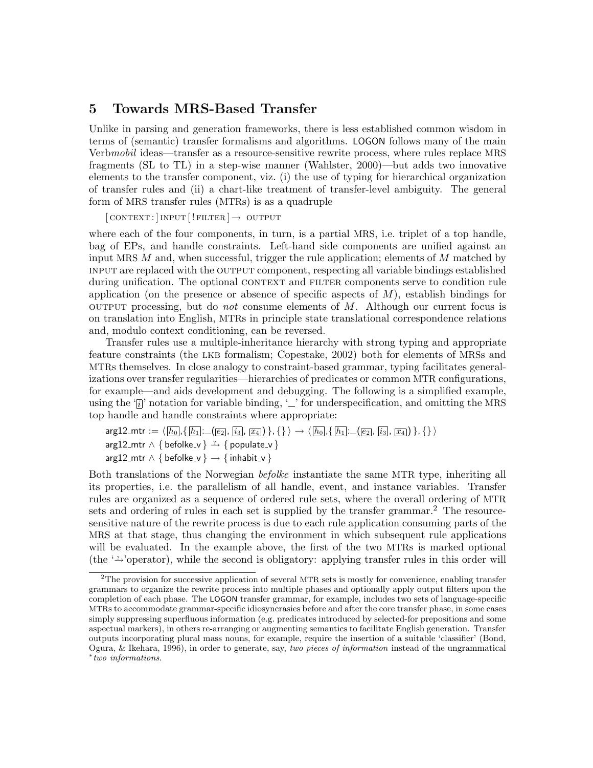## 5 Towards MRS-Based Transfer

Unlike in parsing and generation frameworks, there is less established common wisdom in terms of (semantic) transfer formalisms and algorithms. LOGON follows many of the main Verb*mobil* ideas—transfer as a resource-sensitive rewrite process, where rules replace MRS fragments (SL to TL) in a step-wise manner (Wahlster, 2000)—but adds two innovative elements to the transfer component, viz. (i) the use of typing for hierarchical organization of transfer rules and (ii) a chart-like treatment of transfer-level ambiguity. The general form of MRS transfer rules (MTRs) is as a quadruple

[ CONTEXT : ] INPUT [ ! FILTER ] → OUTPUT

where each of the four components, in turn, is a partial MRS, i.e. triplet of a top handle, bag of EPs, and handle constraints. Left-hand side components are unified against an input MRS $M$ and, when successful, trigger the rule application; elements of $M$ matched by INPUT are replaced with the OUTPUT component, respecting all variable bindings established during unification. The optional CONTEXT and FILTER components serve to condition rule application (on the presence or absence of specific aspects of $M$), establish bindings for OUTPUT processing, but do *not* consume elements of $M$. Although our current focus is on translation into English, MTRs in principle state translational correspondence relations and, modulo context conditioning, can be reversed.

Transfer rules use a multiple-inheritance hierarchy with strong typing and appropriate feature constraints (the LKB formalism; Copestake, 2002) both for elements of MRSs and MTRs themselves. In close analogy to constraint-based grammar, typing facilitates generalizations over transfer regularities—hierarchies of predicates or common MTR configurations, for example—and aids development and debugging. The following is a simplified example, using the '$\boxed{i}$' notation for variable binding, '_' for underspecification, and omitting the MRS top handle and handle constraints where appropriate:

$$\text{arg12\_mtr} := \langle \boxed{h_0}, \{ \boxed{h_1}{:}\_(\boxed{e_2}, \boxed{i_3}, \boxed{x_4}) \}, \{\} \rangle \rightarrow \langle \boxed{h_0}, \{ \boxed{h_1}{:}\_(\boxed{e_2}, \boxed{i_3}, \boxed{x_4}) \}, \{\} \rangle$$

$$\text{arg12\_mtr} \wedge \{ \text{befolke\_v} \} \overset{?}{\rightarrow} \{ \text{populate\_v} \}$$

$$\text{arg12\_mtr} \wedge \{ \text{befolke\_v} \} \rightarrow \{ \text{inhabit\_v} \}$$

Both translations of the Norwegian *befolke* instantiate the same MTR type, inheriting all its properties, i.e. the parallelism of all handle, event, and instance variables. Transfer rules are organized as a sequence of ordered rule sets, where the overall ordering of MTR sets and ordering of rules in each set is supplied by the transfer grammar.[2] The resource-sensitive nature of the rewrite process is due to each rule application consuming parts of the MRS at that stage, thus changing the environment in which subsequent rule applications will be evaluated. In the example above, the first of the two MTRs is marked optional (the '$\overset{?}{\rightarrow}$'operator), while the second is obligatory: applying transfer rules in this order will

[2] The provision for successive application of several MTR sets is mostly for convenience, enabling transfer grammars to organize the rewrite process into multiple phases and optionally apply output filters upon the completion of each phase. The LOGON transfer grammar, for example, includes two sets of language-specific MTRs to accommodate grammar-specific idiosyncrasies before and after the core transfer phase, in some cases simply suppressing superfluous information (e.g. predicates introduced by selected-for prepositions and some aspectual markers), in others re-arranging or augmenting semantics to facilitate English generation. Transfer outputs incorporating plural mass nouns, for example, require the insertion of a suitable 'classifier' (Bond, Ogura, & Ikehara, 1996), in order to generate, say, *two pieces of information* instead of the ungrammatical **two informations*.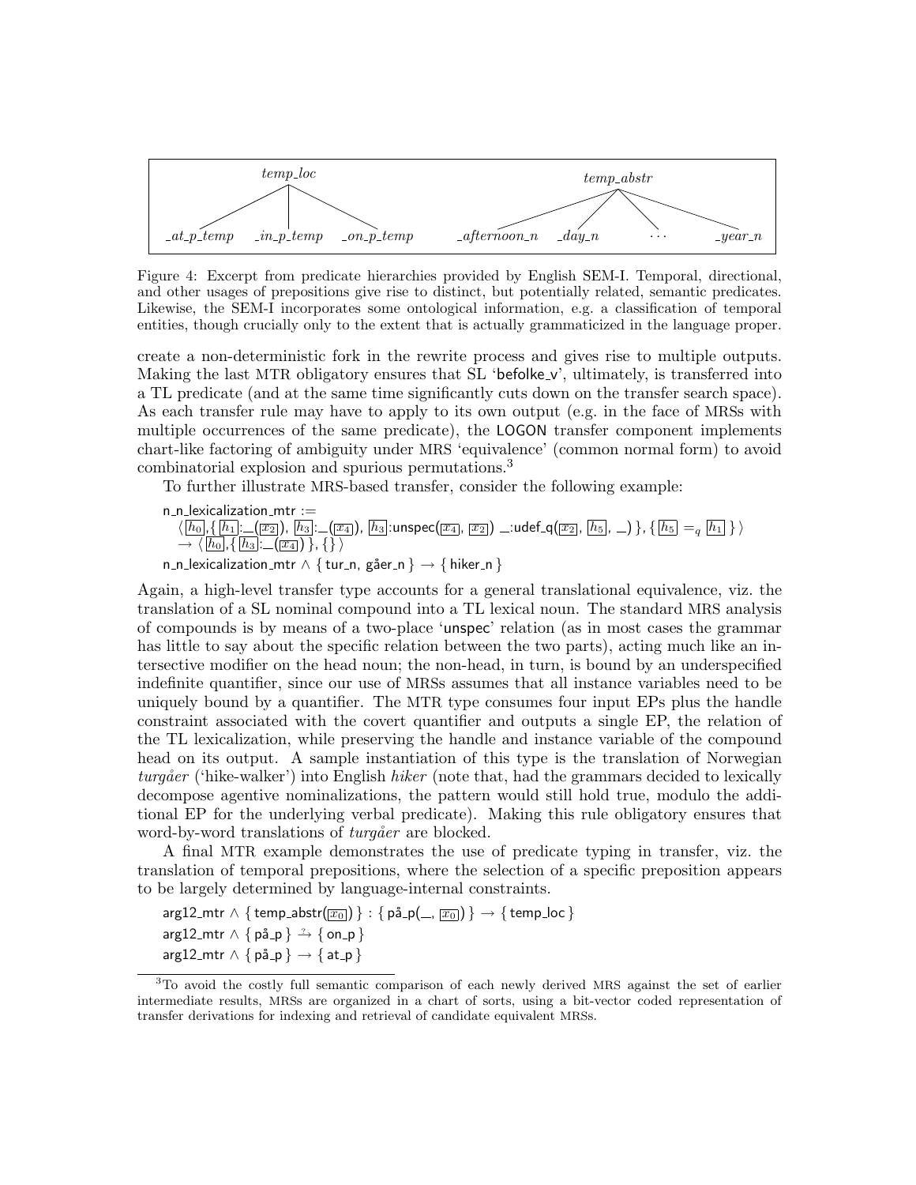| temp_loc | | | temp_abstr | | | |
|---|---|---|---|---|---|---|
| _at_p_temp | _in_p_temp | _on_p_temp | _afternoon_n | _day_n | ... | _year_n |

Figure 4: Excerpt from predicate hierarchies provided by English SEM-I. Temporal, directional, and other usages of prepositions give rise to distinct, but potentially related, semantic predicates. Likewise, the SEM-I incorporates some ontological information, e.g. a classification of temporal entities, though crucially only to the extent that is actually grammaticized in the language proper.

create a non-deterministic fork in the rewrite process and gives rise to multiple outputs. Making the last MTR obligatory ensures that SL 'befolke_v', ultimately, is transferred into a TL predicate (and at the same time significantly cuts down on the transfer search space). As each transfer rule may have to apply to its own output (e.g. in the face of MRSs with multiple occurrences of the same predicate), the LOGON transfer component implements chart-like factoring of ambiguity under MRS 'equivalence' (common normal form) to avoid combinatorial explosion and spurious permutations.[3]

To further illustrate MRS-based transfer, consider the following example:

n_n_lexicalization_mtr :=
  $\langle$ $h_0$, { $h_1$:_( $x_2$ ), $h_3$:_( $x_4$ ), $h_3$:unspec( $x_4$, $x_2$ ) _:udef_q( $x_2$, $h_5$, _ ) }, { $h_5$ $=_q$ $h_1$ } $\rangle$
  $\rightarrow$ $\langle$ $h_0$, { $h_3$:_( $x_4$ ) }, {} $\rangle$
n_n_lexicalization_mtr $\wedge$ { tur_n, gåer_n } $\rightarrow$ { hiker_n }

Again, a high-level transfer type accounts for a general translational equivalence, viz. the translation of a SL nominal compound into a TL lexical noun. The standard MRS analysis of compounds is by means of a two-place 'unspec' relation (as in most cases the grammar has little to say about the specific relation between the two parts), acting much like an intersective modifier on the head noun; the non-head, in turn, is bound by an underspecified indefinite quantifier, since our use of MRSs assumes that all instance variables need to be uniquely bound by a quantifier. The MTR type consumes four input EPs plus the handle constraint associated with the covert quantifier and outputs a single EP, the relation of the TL lexicalization, while preserving the handle and instance variable of the compound head on its output. A sample instantiation of this type is the translation of Norwegian *turgåer* ('hike-walker') into English *hiker* (note that, had the grammars decided to lexically decompose agentive nominalizations, the pattern would still hold true, modulo the additional EP for the underlying verbal predicate). Making this rule obligatory ensures that word-by-word translations of *turgåer* are blocked.

A final MTR example demonstrates the use of predicate typing in transfer, viz. the translation of temporal prepositions, where the selection of a specific preposition appears to be largely determined by language-internal constraints.

arg12_mtr $\wedge$ { temp_abstr( $x_0$ ) } : { på_p( _, $x_0$ ) } $\rightarrow$ { temp_loc }
arg12_mtr $\wedge$ { på_p } $\overset{?}{\rightarrow}$ { on_p }
arg12_mtr $\wedge$ { på_p } $\rightarrow$ { at_p }

[3] To avoid the costly full semantic comparison of each newly derived MRS against the set of earlier intermediate results, MRSs are organized in a chart of sorts, using a bit-vector coded representation of transfer derivations for indexing and retrieval of candidate equivalent MRSs.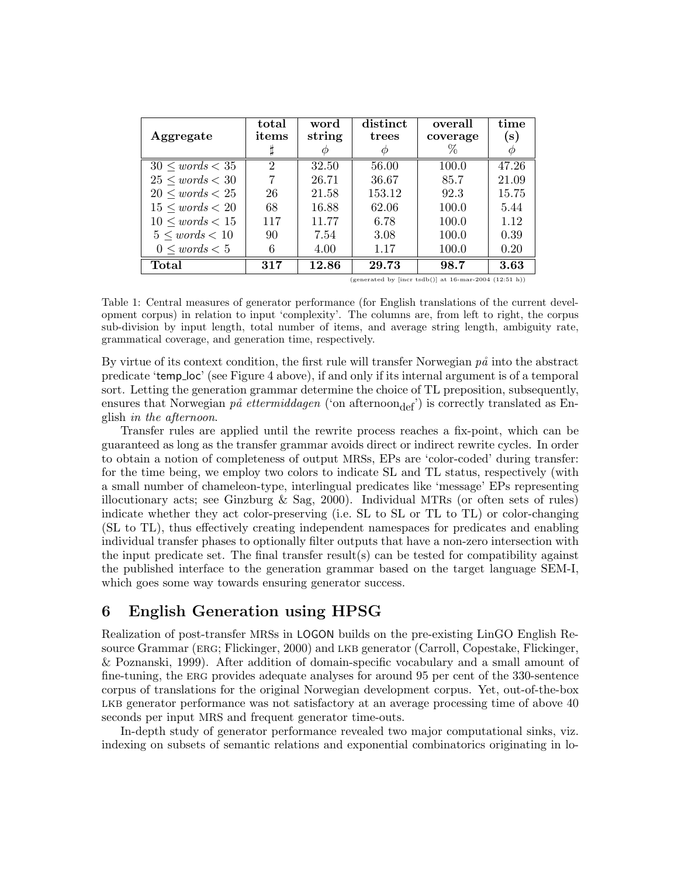| Aggregate | total items | word string | distinct trees | overall coverage | time (s) |
|---|---|---|---|---|---|
| | ♯ | $\phi$ | $\phi$ | % | $\phi$ |
| $30 \leq words < 35$ | 2 | 32.50 | 56.00 | 100.0 | 47.26 |
| $25 \leq words < 30$ | 7 | 26.71 | 36.67 | 85.7 | 21.09 |
| $20 \leq words < 25$ | 26 | 21.58 | 153.12 | 92.3 | 15.75 |
| $15 \leq words < 20$ | 68 | 16.88 | 62.06 | 100.0 | 5.44 |
| $10 \leq words < 15$ | 117 | 11.77 | 6.78 | 100.0 | 1.12 |
| $5 \leq words < 10$ | 90 | 7.54 | 3.08 | 100.0 | 0.39 |
| $0 \leq words < 5$ | 6 | 4.00 | 1.17 | 100.0 | 0.20 |
| **Total** | **317** | **12.86** | **29.73** | **98.7** | **3.63** |

(generated by [incr tsdb()] at 16-mar-2004 (12:51 h))

Table 1: Central measures of generator performance (for English translations of the current development corpus) in relation to input 'complexity'. The columns are, from left to right, the corpus sub-division by input length, total number of items, and average string length, ambiguity rate, grammatical coverage, and generation time, respectively.

By virtue of its context condition, the first rule will transfer Norwegian *på* into the abstract predicate 'temp_loc' (see Figure 4 above), if and only if its internal argument is of a temporal sort. Letting the generation grammar determine the choice of TL preposition, subsequently, ensures that Norwegian *på ettermiddagen* ('on afternoon$_{\text{def}}$') is correctly translated as English *in the afternoon*.

Transfer rules are applied until the rewrite process reaches a fix-point, which can be guaranteed as long as the transfer grammar avoids direct or indirect rewrite cycles. In order to obtain a notion of completeness of output MRSs, EPs are 'color-coded' during transfer: for the time being, we employ two colors to indicate SL and TL status, respectively (with a small number of chameleon-type, interlingual predicates like 'message' EPs representing illocutionary acts; see Ginzburg & Sag, 2000). Individual MTRs (or often sets of rules) indicate whether they act color-preserving (i.e. SL to SL or TL to TL) or color-changing (SL to TL), thus effectively creating independent namespaces for predicates and enabling individual transfer phases to optionally filter outputs that have a non-zero intersection with the input predicate set. The final transfer result(s) can be tested for compatibility against the published interface to the generation grammar based on the target language SEM-I, which goes some way towards ensuring generator success.

# 6 English Generation using HPSG

Realization of post-transfer MRSs in LOGON builds on the pre-existing LinGO English Resource Grammar (ERG; Flickinger, 2000) and LKB generator (Carroll, Copestake, Flickinger, & Poznanski, 1999). After addition of domain-specific vocabulary and a small amount of fine-tuning, the ERG provides adequate analyses for around 95 per cent of the 330-sentence corpus of translations for the original Norwegian development corpus. Yet, out-of-the-box LKB generator performance was not satisfactory at an average processing time of above 40 seconds per input MRS and frequent generator time-outs.

In-depth study of generator performance revealed two major computational sinks, viz. indexing on subsets of semantic relations and exponential combinatorics originating in lo-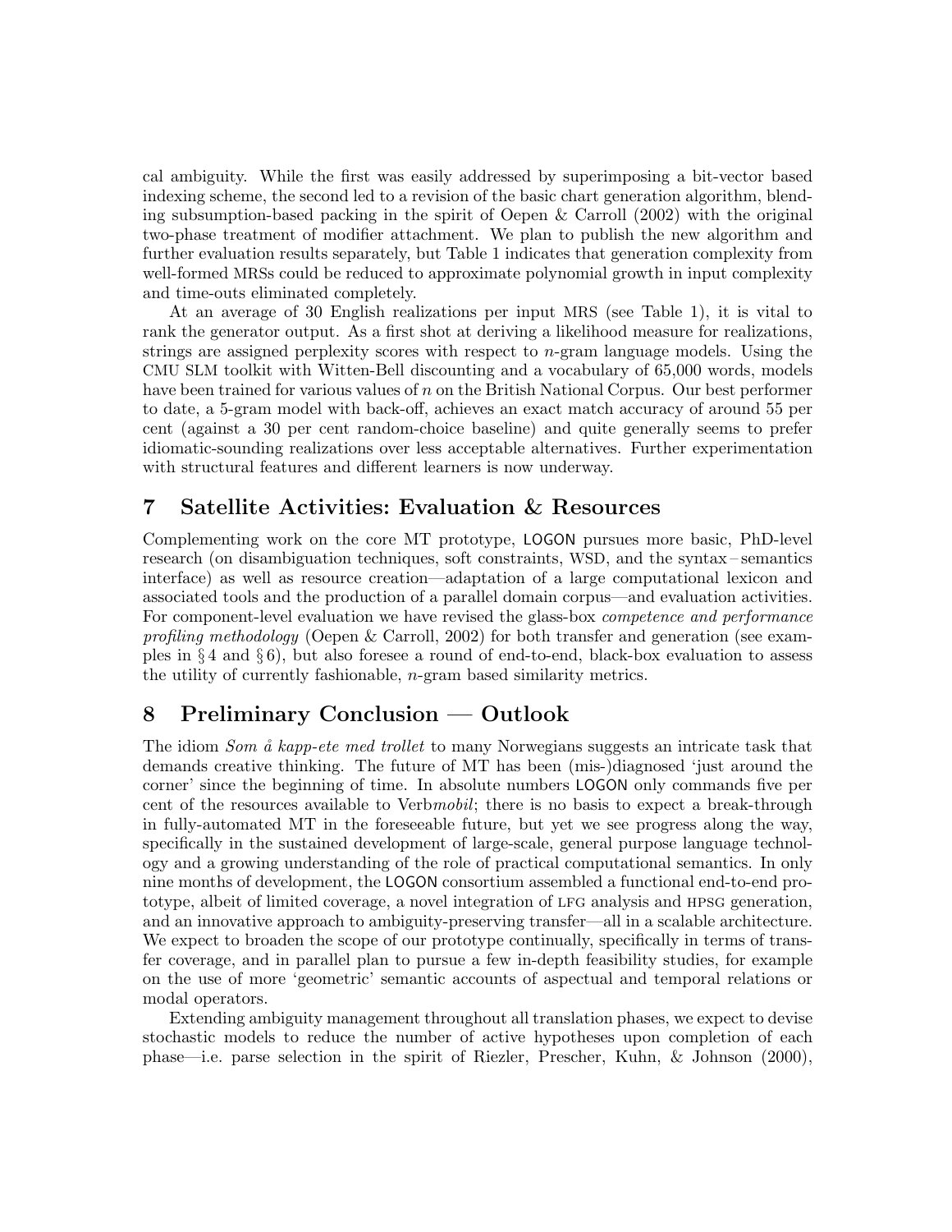cal ambiguity. While the first was easily addressed by superimposing a bit-vector based indexing scheme, the second led to a revision of the basic chart generation algorithm, blending subsumption-based packing in the spirit of Oepen & Carroll (2002) with the original two-phase treatment of modifier attachment. We plan to publish the new algorithm and further evaluation results separately, but Table 1 indicates that generation complexity from well-formed MRSs could be reduced to approximate polynomial growth in input complexity and time-outs eliminated completely.

At an average of 30 English realizations per input MRS (see Table 1), it is vital to rank the generator output. As a first shot at deriving a likelihood measure for realizations, strings are assigned perplexity scores with respect to $n$-gram language models. Using the CMU SLM toolkit with Witten-Bell discounting and a vocabulary of 65,000 words, models have been trained for various values of $n$ on the British National Corpus. Our best performer to date, a 5-gram model with back-off, achieves an exact match accuracy of around 55 per cent (against a 30 per cent random-choice baseline) and quite generally seems to prefer idiomatic-sounding realizations over less acceptable alternatives. Further experimentation with structural features and different learners is now underway.

## 7 Satellite Activities: Evaluation & Resources

Complementing work on the core MT prototype, LOGON pursues more basic, PhD-level research (on disambiguation techniques, soft constraints, WSD, and the syntax – semantics interface) as well as resource creation—adaptation of a large computational lexicon and associated tools and the production of a parallel domain corpus—and evaluation activities. For component-level evaluation we have revised the glass-box *competence and performance profiling methodology* (Oepen & Carroll, 2002) for both transfer and generation (see examples in § 4 and § 6), but also foresee a round of end-to-end, black-box evaluation to assess the utility of currently fashionable, $n$-gram based similarity metrics.

## 8 Preliminary Conclusion — Outlook

The idiom *Som å kapp-ete med trollet* to many Norwegians suggests an intricate task that demands creative thinking. The future of MT has been (mis-)diagnosed 'just around the corner' since the beginning of time. In absolute numbers LOGON only commands five per cent of the resources available to Verb*mobil*; there is no basis to expect a break-through in fully-automated MT in the foreseeable future, but yet we see progress along the way, specifically in the sustained development of large-scale, general purpose language technology and a growing understanding of the role of practical computational semantics. In only nine months of development, the LOGON consortium assembled a functional end-to-end prototype, albeit of limited coverage, a novel integration of LFG analysis and HPSG generation, and an innovative approach to ambiguity-preserving transfer—all in a scalable architecture. We expect to broaden the scope of our prototype continually, specifically in terms of transfer coverage, and in parallel plan to pursue a few in-depth feasibility studies, for example on the use of more 'geometric' semantic accounts of aspectual and temporal relations or modal operators.

Extending ambiguity management throughout all translation phases, we expect to devise stochastic models to reduce the number of active hypotheses upon completion of each phase—i.e. parse selection in the spirit of Riezler, Prescher, Kuhn, & Johnson (2000),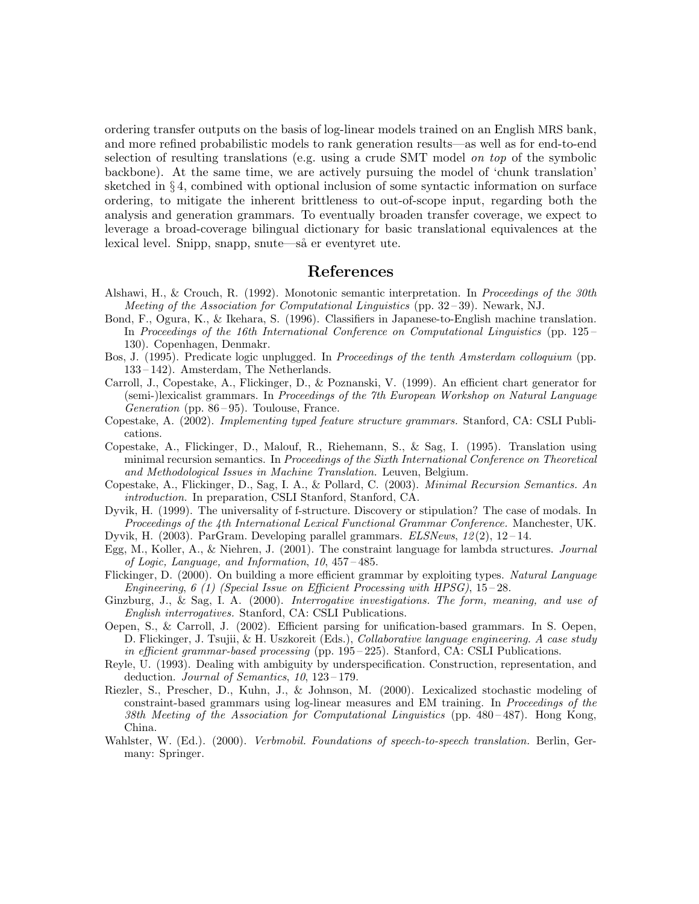ordering transfer outputs on the basis of log-linear models trained on an English MRS bank, and more refined probabilistic models to rank generation results—as well as for end-to-end selection of resulting translations (e.g. using a crude SMT model *on top* of the symbolic backbone). At the same time, we are actively pursuing the model of 'chunk translation' sketched in § 4, combined with optional inclusion of some syntactic information on surface ordering, to mitigate the inherent brittleness to out-of-scope input, regarding both the analysis and generation grammars. To eventually broaden transfer coverage, we expect to leverage a broad-coverage bilingual dictionary for basic translational equivalences at the lexical level. Snipp, snapp, snute—så er eventyret ute.

## References

Alshawi, H., & Crouch, R. (1992). Monotonic semantic interpretation. In *Proceedings of the 30th Meeting of the Association for Computational Linguistics* (pp. 32 – 39). Newark, NJ.

Bond, F., Ogura, K., & Ikehara, S. (1996). Classifiers in Japanese-to-English machine translation. In *Proceedings of the 16th International Conference on Computational Linguistics* (pp. 125 – 130). Copenhagen, Denmakr.

Bos, J. (1995). Predicate logic unplugged. In *Proceedings of the tenth Amsterdam colloquium* (pp. 133 – 142). Amsterdam, The Netherlands.

Carroll, J., Copestake, A., Flickinger, D., & Poznanski, V. (1999). An efficient chart generator for (semi-)lexicalist grammars. In *Proceedings of the 7th European Workshop on Natural Language Generation* (pp. 86 – 95). Toulouse, France.

Copestake, A. (2002). *Implementing typed feature structure grammars.* Stanford, CA: CSLI Publications.

Copestake, A., Flickinger, D., Malouf, R., Riehemann, S., & Sag, I. (1995). Translation using minimal recursion semantics. In *Proceedings of the Sixth International Conference on Theoretical and Methodological Issues in Machine Translation.* Leuven, Belgium.

Copestake, A., Flickinger, D., Sag, I. A., & Pollard, C. (2003). *Minimal Recursion Semantics. An introduction.* In preparation, CSLI Stanford, Stanford, CA.

Dyvik, H. (1999). The universality of f-structure. Discovery or stipulation? The case of modals. In *Proceedings of the 4th International Lexical Functional Grammar Conference.* Manchester, UK.

Dyvik, H. (2003). ParGram. Developing parallel grammars. *ELSNews*, *12*(2), 12 – 14.

Egg, M., Koller, A., & Niehren, J. (2001). The constraint language for lambda structures. *Journal of Logic, Language, and Information*, *10*, 457 – 485.

Flickinger, D. (2000). On building a more efficient grammar by exploiting types. *Natural Language Engineering*, *6 (1) (Special Issue on Efficient Processing with HPSG)*, 15 – 28.

Ginzburg, J., & Sag, I. A. (2000). *Interrogative investigations. The form, meaning, and use of English interrogatives.* Stanford, CA: CSLI Publications.

Oepen, S., & Carroll, J. (2002). Efficient parsing for unification-based grammars. In S. Oepen, D. Flickinger, J. Tsujii, & H. Uszkoreit (Eds.), *Collaborative language engineering. A case study in efficient grammar-based processing* (pp. 195 – 225). Stanford, CA: CSLI Publications.

Reyle, U. (1993). Dealing with ambiguity by underspecification. Construction, representation, and deduction. *Journal of Semantics*, *10*, 123 – 179.

Riezler, S., Prescher, D., Kuhn, J., & Johnson, M. (2000). Lexicalized stochastic modeling of constraint-based grammars using log-linear measures and EM training. In *Proceedings of the 38th Meeting of the Association for Computational Linguistics* (pp. 480 – 487). Hong Kong, China.

Wahlster, W. (Ed.). (2000). *Verbmobil. Foundations of speech-to-speech translation.* Berlin, Germany: Springer.